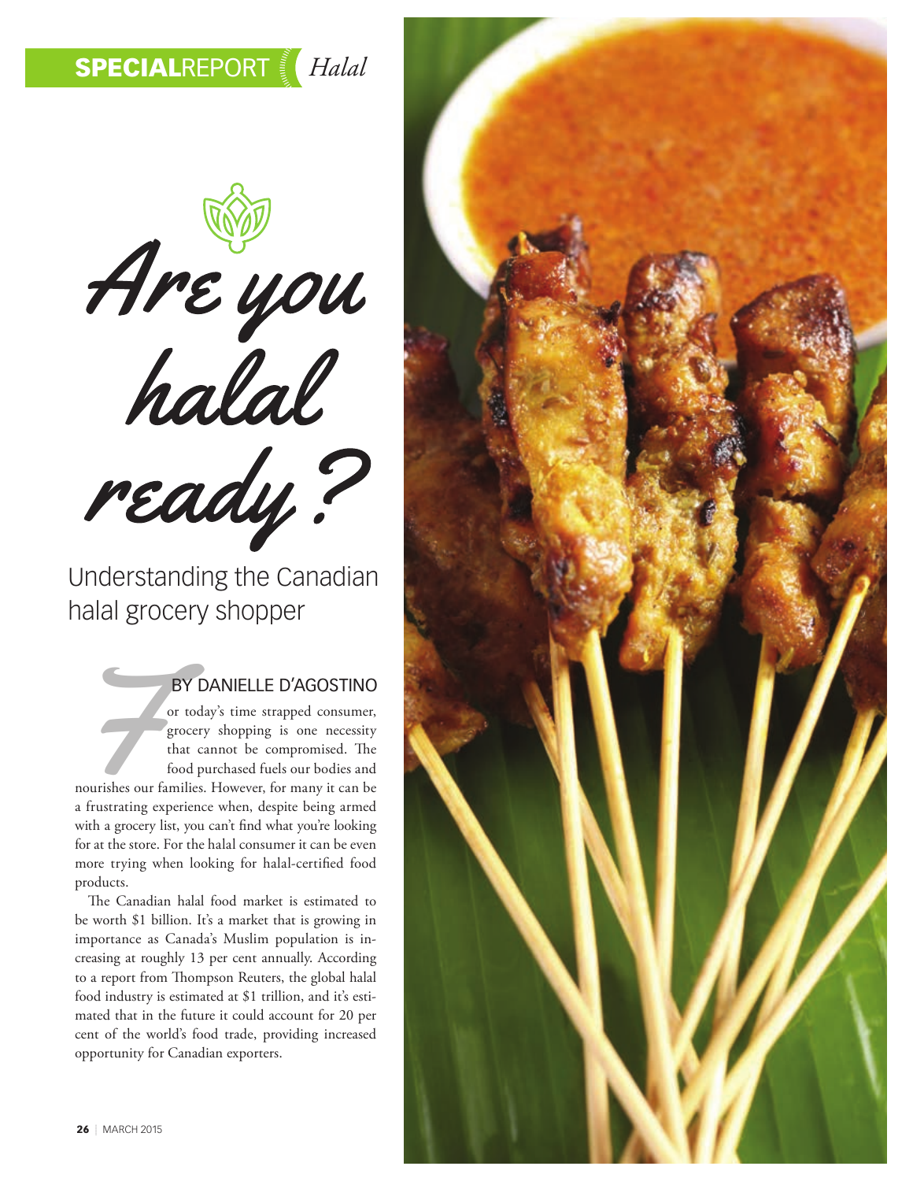**SPECIAL**REPORT *Halal*

# *Are you halal ready?*

## Understanding the Canadian halal grocery shopper

BY DANIELLE D'AGOSTINO

For today's time strapped consumer, grocery shopping is one necessity that cannot be compromised. The food purchased fuels our bodies and nourishes our families. However, for many it can be a frustrating experience when, despite being armed with a grocery list, you can't find what you're looking for at the store. For the halal consumer it can be even more trying when looking for halal-certified food products.

The Canadian halal food market is estimated to be worth $1 billion. It's a market that is growing in importance as Canada's Muslim population is increasing at roughly 13 per cent annually. According to a report from Thompson Reuters, the global halal food industry is estimated at $1 trillion, and it's estimated that in the future it could account for 20 per cent of the world's food trade, providing increased opportunity for Canadian exporters.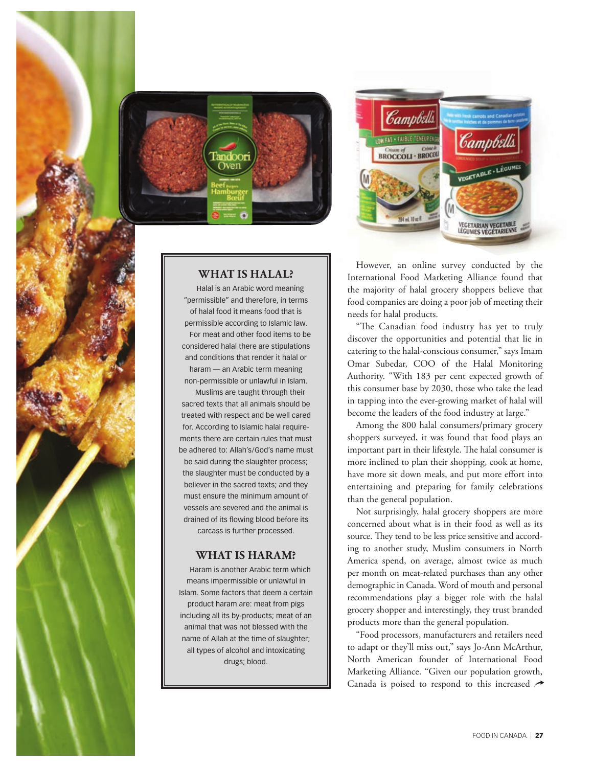### WHAT IS HALAL?

Halal is an Arabic word meaning "permissible" and therefore, in terms of halal food it means food that is permissible according to Islamic law.

For meat and other food items to be considered halal there are stipulations and conditions that render it halal or haram — an Arabic term meaning non-permissible or unlawful in Islam.

Muslims are taught through their sacred texts that all animals should be treated with respect and be well cared for. According to Islamic halal requirements there are certain rules that must be adhered to: Allah's/God's name must be said during the slaughter process; the slaughter must be conducted by a believer in the sacred texts; and they must ensure the minimum amount of vessels are severed and the animal is drained of its flowing blood before its carcass is further processed.

### WHAT IS HARAM?

Haram is another Arabic term which means impermissible or unlawful in Islam. Some factors that deem a certain product haram are: meat from pigs including all its by-products; meat of an animal that was not blessed with the name of Allah at the time of slaughter; all types of alcohol and intoxicating drugs; blood.

However, an online survey conducted by the International Food Marketing Alliance found that the majority of halal grocery shoppers believe that food companies are doing a poor job of meeting their needs for halal products.

"The Canadian food industry has yet to truly discover the opportunities and potential that lie in catering to the halal-conscious consumer," says Imam Omar Subedar, COO of the Halal Monitoring Authority. "With 183 per cent expected growth of this consumer base by 2030, those who take the lead in tapping into the ever-growing market of halal will become the leaders of the food industry at large."

Among the 800 halal consumers/primary grocery shoppers surveyed, it was found that food plays an important part in their lifestyle. The halal consumer is more inclined to plan their shopping, cook at home, have more sit down meals, and put more effort into entertaining and preparing for family celebrations than the general population.

Not surprisingly, halal grocery shoppers are more concerned about what is in their food as well as its source. They tend to be less price sensitive and according to another study, Muslim consumers in North America spend, on average, almost twice as much per month on meat-related purchases than any other demographic in Canada. Word of mouth and personal recommendations play a bigger role with the halal grocery shopper and interestingly, they trust branded products more than the general population.

"Food processors, manufacturers and retailers need to adapt or they'll miss out," says Jo-Ann McArthur, North American founder of International Food Marketing Alliance. "Given our population growth, Canada is poised to respond to this increased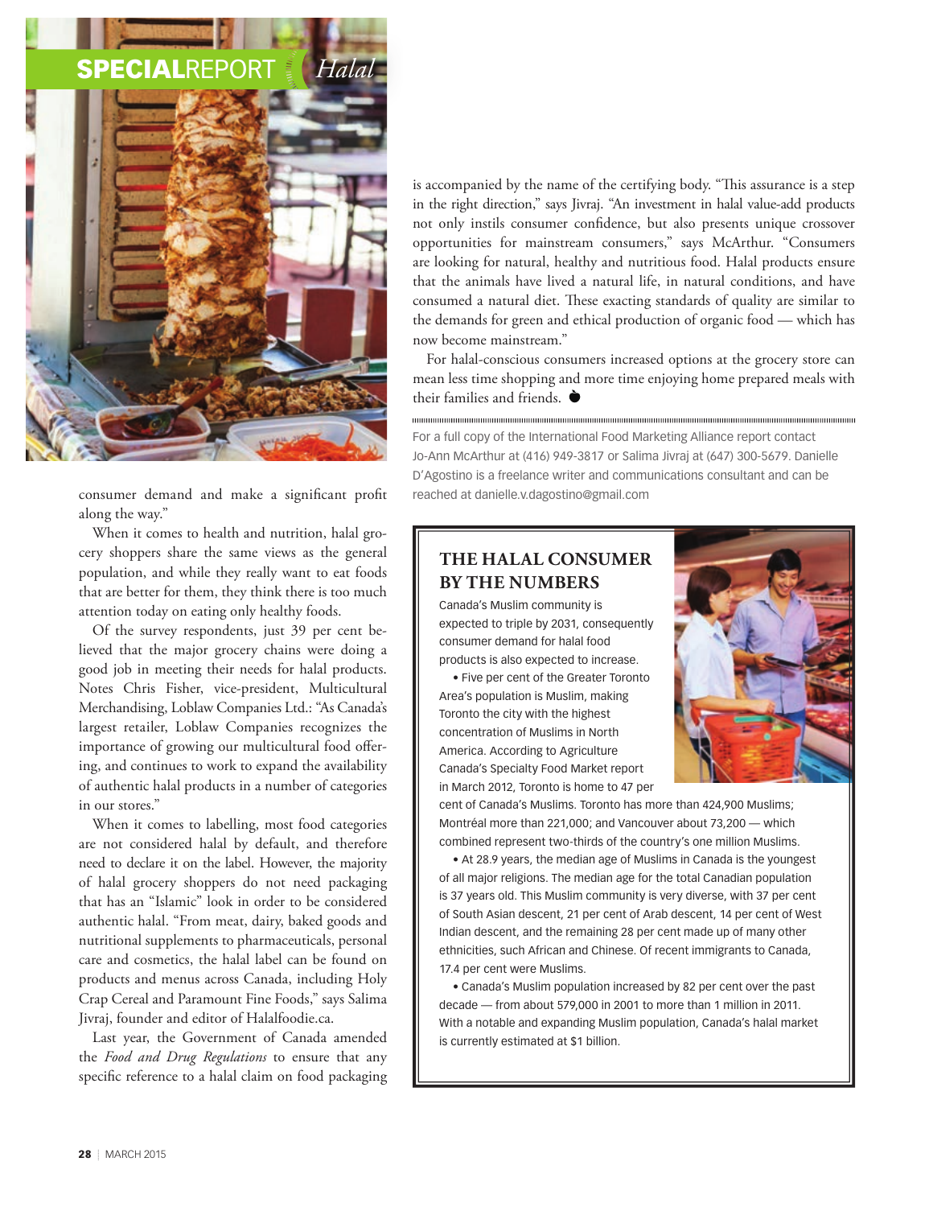consumer demand and make a significant profit along the way."

When it comes to health and nutrition, halal grocery shoppers share the same views as the general population, and while they really want to eat foods that are better for them, they think there is too much attention today on eating only healthy foods.

Of the survey respondents, just 39 per cent believed that the major grocery chains were doing a good job in meeting their needs for halal products. Notes Chris Fisher, vice-president, Multicultural Merchandising, Loblaw Companies Ltd.: "As Canada's largest retailer, Loblaw Companies recognizes the importance of growing our multicultural food offering, and continues to work to expand the availability of authentic halal products in a number of categories in our stores."

When it comes to labelling, most food categories are not considered halal by default, and therefore need to declare it on the label. However, the majority of halal grocery shoppers do not need packaging that has an "Islamic" look in order to be considered authentic halal. "From meat, dairy, baked goods and nutritional supplements to pharmaceuticals, personal care and cosmetics, the halal label can be found on products and menus across Canada, including Holy Crap Cereal and Paramount Fine Foods," says Salima Jivraj, founder and editor of Halalfoodie.ca.

Last year, the Government of Canada amended the *Food and Drug Regulations* to ensure that any specific reference to a halal claim on food packaging is accompanied by the name of the certifying body. "This assurance is a step in the right direction," says Jivraj. "An investment in halal value-add products not only instils consumer confidence, but also presents unique crossover opportunities for mainstream consumers," says McArthur. "Consumers are looking for natural, healthy and nutritious food. Halal products ensure that the animals have lived a natural life, in natural conditions, and have consumed a natural diet. These exacting standards of quality are similar to the demands for green and ethical production of organic food — which has now become mainstream."

For halal-conscious consumers increased options at the grocery store can mean less time shopping and more time enjoying home prepared meals with their families and friends.

For a full copy of the International Food Marketing Alliance report contact Jo-Ann McArthur at (416) 949-3817 or Salima Jivraj at (647) 300-5679. Danielle D'Agostino is a freelance writer and communications consultant and can be reached at danielle.v.dagostino@gmail.com

## THE HALAL CONSUMER BY THE NUMBERS

Canada's Muslim community is expected to triple by 2031, consequently consumer demand for halal food products is also expected to increase.

- Five per cent of the Greater Toronto Area's population is Muslim, making Toronto the city with the highest concentration of Muslims in North America. According to Agriculture Canada's Specialty Food Market report in March 2012, Toronto is home to 47 per cent of Canada's Muslims. Toronto has more than 424,900 Muslims; Montréal more than 221,000; and Vancouver about 73,200 — which combined represent two-thirds of the country's one million Muslims.
- At 28.9 years, the median age of Muslims in Canada is the youngest of all major religions. The median age for the total Canadian population is 37 years old. This Muslim community is very diverse, with 37 per cent of South Asian descent, 21 per cent of Arab descent, 14 per cent of West Indian descent, and the remaining 28 per cent made up of many other ethnicities, such African and Chinese. Of recent immigrants to Canada, 17.4 per cent were Muslims.
- Canada's Muslim population increased by 82 per cent over the past decade — from about 579,000 in 2001 to more than 1 million in 2011. With a notable and expanding Muslim population, Canada's halal market is currently estimated at $1 billion.